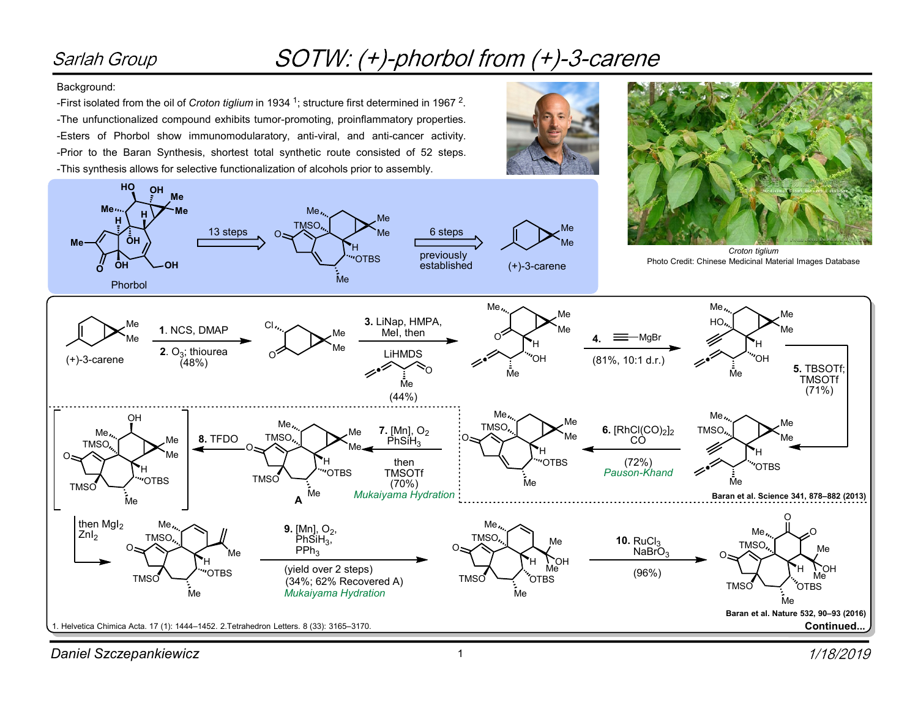# SOTW: (+)-phorbol from (+)-3-carene

Sarlah Group

Background:

- First isolated from the oil of *Croton tiglium* in 1934 [1]; structure first determined in 1967 [2].
- The unfunctionalized compound exhibits tumor-promoting, proinflammatory properties.
- Esters of Phorbol show immunomodularatory, anti-viral, and anti-cancer activity.
- Prior to the Baran Synthesis, shortest total synthetic route consisted of 52 steps.
- This synthesis allows for selective functionalization of alcohols prior to assembly.

Phorbol ⇐ 13 steps ⇐ (TMSO, OTBS intermediate) ⇐ 6 steps, previously established ⇐ (+)-3-carene

*Croton tiglium*
Photo Credit: Chinese Medicinal Material Images Database

(+)-3-carene → **1.** NCS, DMAP; **2.** $O_3$; thiourea (48%) → **3.** LiNap, HMPA, MeI, then LiHMDS, (allenyl aldehyde) (44%) → **4.** (ethynyl)MgBr (81%, 10:1 d.r.) → **5.** TBSOTf; TMSOTf (71%) → **6.** $[RhCl(CO)_2]_2$, CO (72%) *Pauson-Khand* → **7.** [Mn], $O_2$, $PhSiH_3$ then TMSOTf (70%) *Mukaiyama Hydration* → **A**

Baran et al. Science 341, 878–882 (2013)

**A** → **8.** TFDO, then $MgI_2$, $ZnI_2$ → **9.** [Mn], $O_2$, $PhSiH_3$, $PPh_3$ (yield over 2 steps) (34%; 62% Recovered A) *Mukaiyama Hydration* → **10.** $RuCl_3$, $NaBrO_3$ (96%)

Baran et al. Nature 532, 90–93 (2016)

1. Helvetica Chimica Acta. 17 (1): 1444–1452. 2. Tetrahedron Letters. 8 (33): 3165–3170.

Continued...

Daniel Szczepankiewicz — 1/18/2019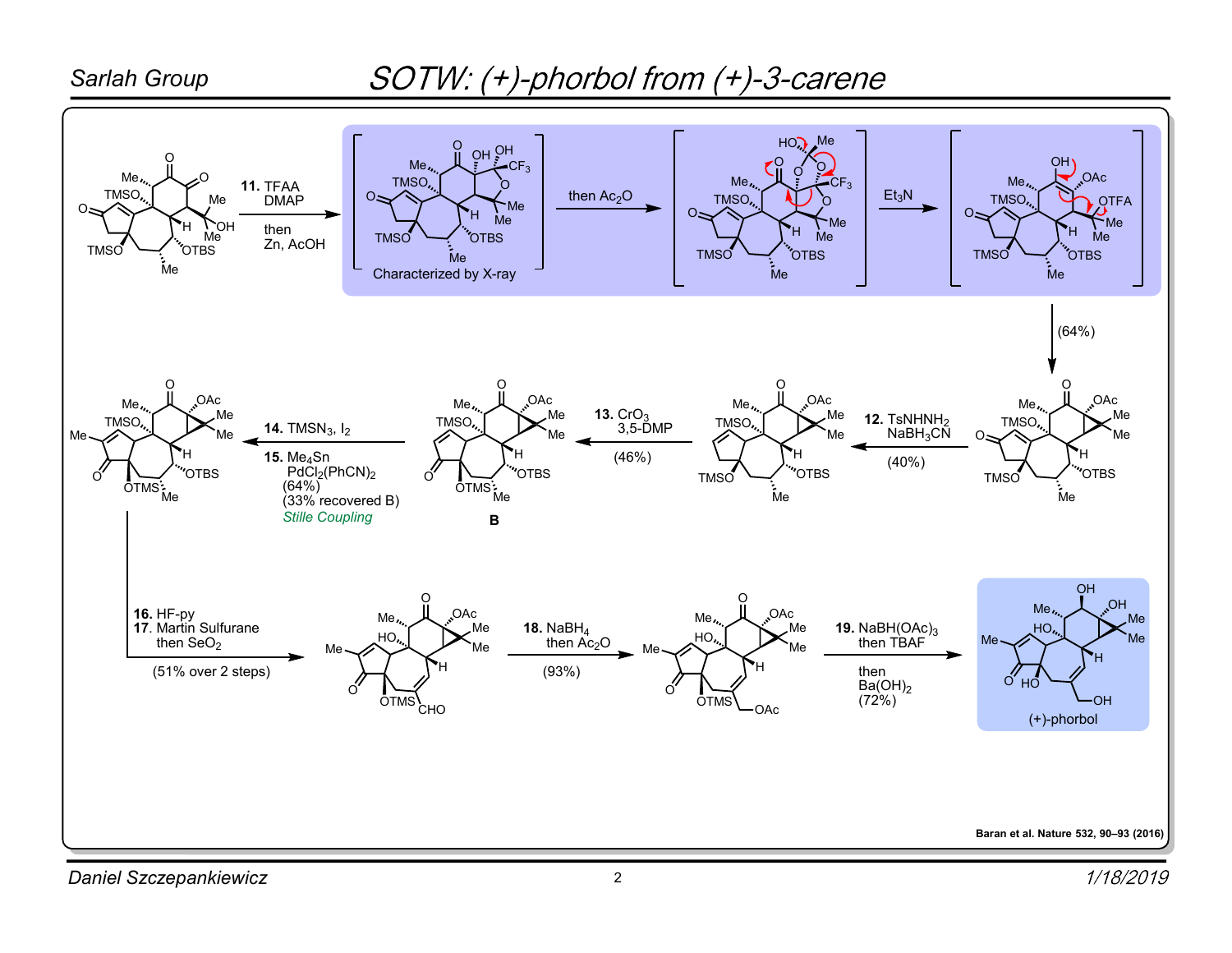# SOTW: (+)-phorbol from (+)-3-carene

**11.** TFAA, DMAP; then Zn, AcOH

Characterized by X-ray

then $Ac_2O$

$Et_3N$

(64%)

**12.** $TsNHNH_2$, $NaBH_3CN$ (40%)

**13.** $CrO_3$, 3,5-DMP (46%)

**B**

**14.** $TMSN_3$, $I_2$

**15.** $Me_4Sn$, $PdCl_2(PhCN)_2$ (64%) (33% recovered B)

*Stille Coupling*

**16.** HF-py

**17.** Martin Sulfurane then $SeO_2$

(51% over 2 steps)

**18.** $NaBH_4$ then $Ac_2O$ (93%)

**19.** $NaBH(OAc)_3$ then TBAF; then $Ba(OH)_2$ (72%)

(+)-phorbol

Baran et al. Nature 532, 90–93 (2016)